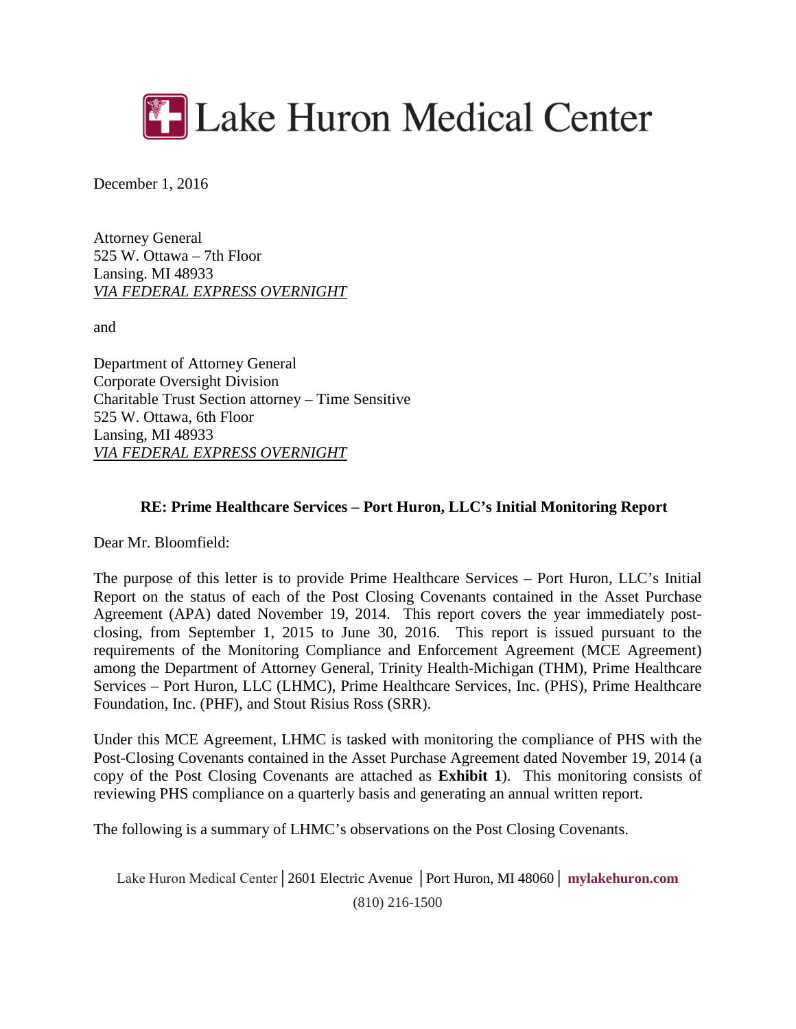# Lake Huron Medical Center

December 1, 2016

Attorney General
525 W. Ottawa – 7th Floor
Lansing. MI 48933
*VIA FEDERAL EXPRESS OVERNIGHT*

and

Department of Attorney General
Corporate Oversight Division
Charitable Trust Section attorney – Time Sensitive
525 W. Ottawa, 6th Floor
Lansing, MI 48933
*VIA FEDERAL EXPRESS OVERNIGHT*

**RE: Prime Healthcare Services – Port Huron, LLC's Initial Monitoring Report**

Dear Mr. Bloomfield:

The purpose of this letter is to provide Prime Healthcare Services – Port Huron, LLC's Initial Report on the status of each of the Post Closing Covenants contained in the Asset Purchase Agreement (APA) dated November 19, 2014. This report covers the year immediately post-closing, from September 1, 2015 to June 30, 2016. This report is issued pursuant to the requirements of the Monitoring Compliance and Enforcement Agreement (MCE Agreement) among the Department of Attorney General, Trinity Health-Michigan (THM), Prime Healthcare Services – Port Huron, LLC (LHMC), Prime Healthcare Services, Inc. (PHS), Prime Healthcare Foundation, Inc. (PHF), and Stout Risius Ross (SRR).

Under this MCE Agreement, LHMC is tasked with monitoring the compliance of PHS with the Post-Closing Covenants contained in the Asset Purchase Agreement dated November 19, 2014 (a copy of the Post Closing Covenants are attached as **Exhibit 1**). This monitoring consists of reviewing PHS compliance on a quarterly basis and generating an annual written report.

The following is a summary of LHMC's observations on the Post Closing Covenants.

Lake Huron Medical Center | 2601 Electric Avenue | Port Huron, MI 48060 | **mylakehuron.com**
(810) 216-1500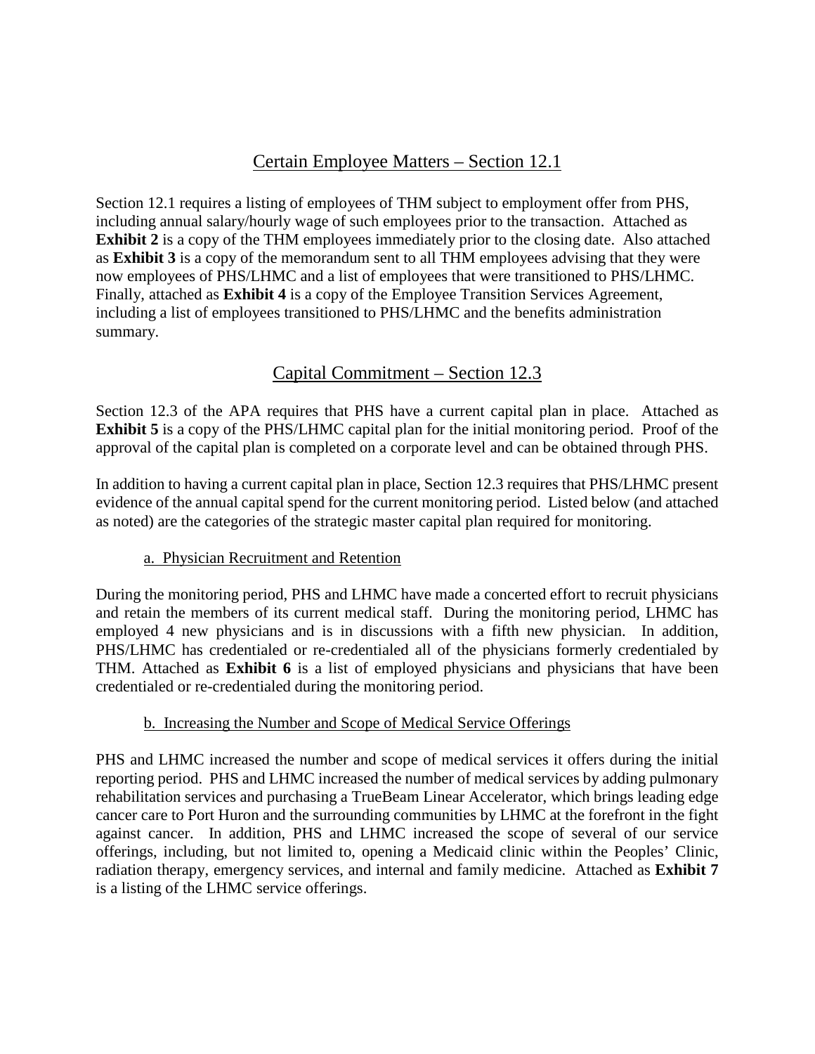## Certain Employee Matters – Section 12.1

Section 12.1 requires a listing of employees of THM subject to employment offer from PHS, including annual salary/hourly wage of such employees prior to the transaction. Attached as **Exhibit 2** is a copy of the THM employees immediately prior to the closing date. Also attached as **Exhibit 3** is a copy of the memorandum sent to all THM employees advising that they were now employees of PHS/LHMC and a list of employees that were transitioned to PHS/LHMC. Finally, attached as **Exhibit 4** is a copy of the Employee Transition Services Agreement, including a list of employees transitioned to PHS/LHMC and the benefits administration summary.

## Capital Commitment – Section 12.3

Section 12.3 of the APA requires that PHS have a current capital plan in place. Attached as **Exhibit 5** is a copy of the PHS/LHMC capital plan for the initial monitoring period. Proof of the approval of the capital plan is completed on a corporate level and can be obtained through PHS.

In addition to having a current capital plan in place, Section 12.3 requires that PHS/LHMC present evidence of the annual capital spend for the current monitoring period. Listed below (and attached as noted) are the categories of the strategic master capital plan required for monitoring.

### a. Physician Recruitment and Retention

During the monitoring period, PHS and LHMC have made a concerted effort to recruit physicians and retain the members of its current medical staff. During the monitoring period, LHMC has employed 4 new physicians and is in discussions with a fifth new physician. In addition, PHS/LHMC has credentialed or re-credentialed all of the physicians formerly credentialed by THM. Attached as **Exhibit 6** is a list of employed physicians and physicians that have been credentialed or re-credentialed during the monitoring period.

### b. Increasing the Number and Scope of Medical Service Offerings

PHS and LHMC increased the number and scope of medical services it offers during the initial reporting period. PHS and LHMC increased the number of medical services by adding pulmonary rehabilitation services and purchasing a TrueBeam Linear Accelerator, which brings leading edge cancer care to Port Huron and the surrounding communities by LHMC at the forefront in the fight against cancer. In addition, PHS and LHMC increased the scope of several of our service offerings, including, but not limited to, opening a Medicaid clinic within the Peoples' Clinic, radiation therapy, emergency services, and internal and family medicine. Attached as **Exhibit 7** is a listing of the LHMC service offerings.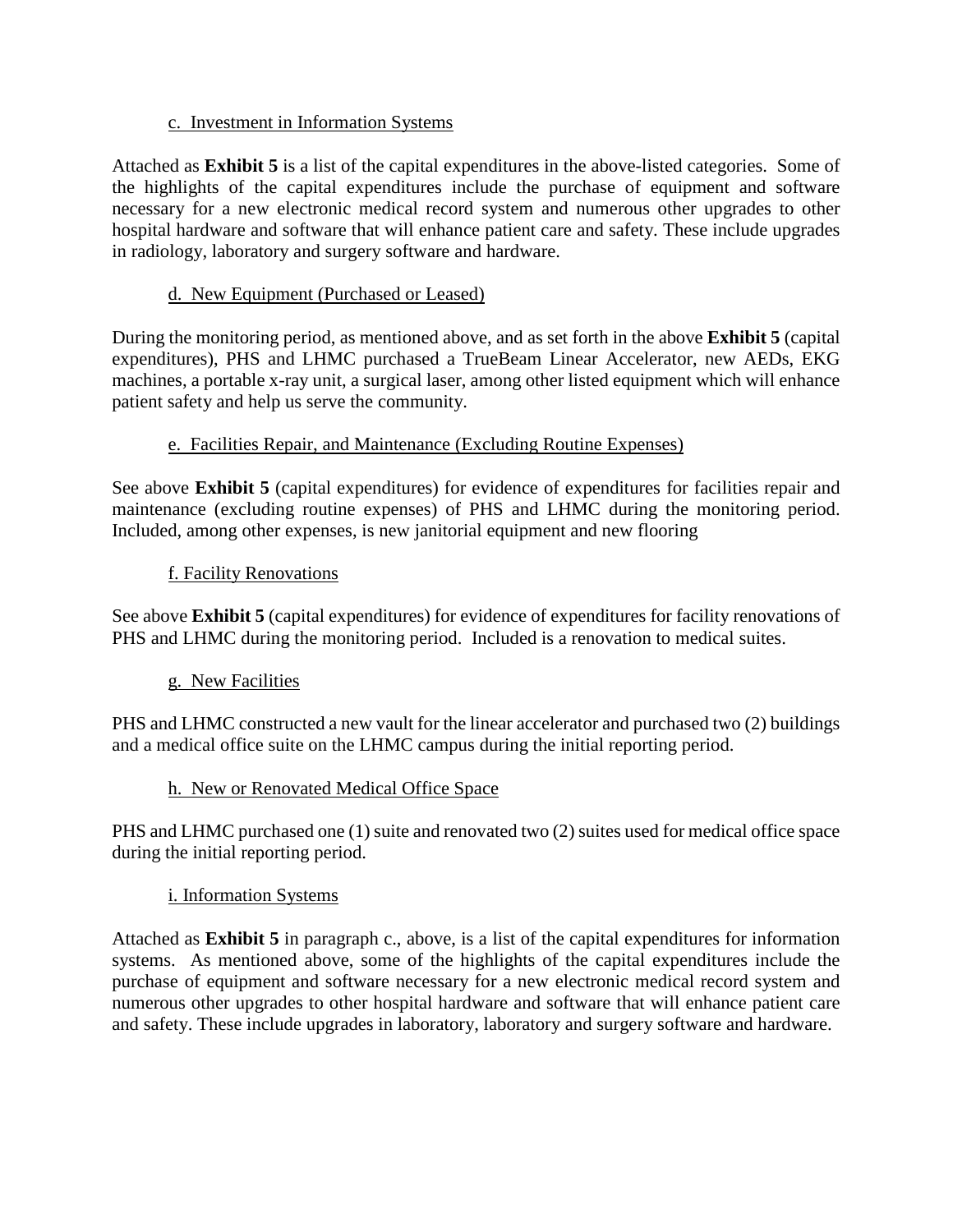c. Investment in Information Systems

Attached as **Exhibit 5** is a list of the capital expenditures in the above-listed categories. Some of the highlights of the capital expenditures include the purchase of equipment and software necessary for a new electronic medical record system and numerous other upgrades to other hospital hardware and software that will enhance patient care and safety. These include upgrades in radiology, laboratory and surgery software and hardware.

d. New Equipment (Purchased or Leased)

During the monitoring period, as mentioned above, and as set forth in the above **Exhibit 5** (capital expenditures), PHS and LHMC purchased a TrueBeam Linear Accelerator, new AEDs, EKG machines, a portable x-ray unit, a surgical laser, among other listed equipment which will enhance patient safety and help us serve the community.

e. Facilities Repair, and Maintenance (Excluding Routine Expenses)

See above **Exhibit 5** (capital expenditures) for evidence of expenditures for facilities repair and maintenance (excluding routine expenses) of PHS and LHMC during the monitoring period. Included, among other expenses, is new janitorial equipment and new flooring

f. Facility Renovations

See above **Exhibit 5** (capital expenditures) for evidence of expenditures for facility renovations of PHS and LHMC during the monitoring period. Included is a renovation to medical suites.

g. New Facilities

PHS and LHMC constructed a new vault for the linear accelerator and purchased two (2) buildings and a medical office suite on the LHMC campus during the initial reporting period.

h. New or Renovated Medical Office Space

PHS and LHMC purchased one (1) suite and renovated two (2) suites used for medical office space during the initial reporting period.

i. Information Systems

Attached as **Exhibit 5** in paragraph c., above, is a list of the capital expenditures for information systems. As mentioned above, some of the highlights of the capital expenditures include the purchase of equipment and software necessary for a new electronic medical record system and numerous other upgrades to other hospital hardware and software that will enhance patient care and safety. These include upgrades in laboratory, laboratory and surgery software and hardware.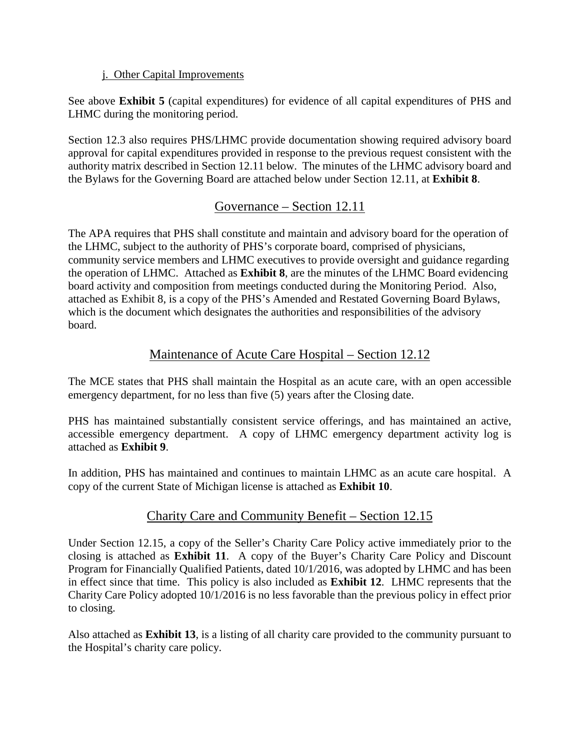j. Other Capital Improvements

See above **Exhibit 5** (capital expenditures) for evidence of all capital expenditures of PHS and LHMC during the monitoring period.

Section 12.3 also requires PHS/LHMC provide documentation showing required advisory board approval for capital expenditures provided in response to the previous request consistent with the authority matrix described in Section 12.11 below. The minutes of the LHMC advisory board and the Bylaws for the Governing Board are attached below under Section 12.11, at **Exhibit 8**.

## Governance – Section 12.11

The APA requires that PHS shall constitute and maintain and advisory board for the operation of the LHMC, subject to the authority of PHS's corporate board, comprised of physicians, community service members and LHMC executives to provide oversight and guidance regarding the operation of LHMC. Attached as **Exhibit 8**, are the minutes of the LHMC Board evidencing board activity and composition from meetings conducted during the Monitoring Period. Also, attached as Exhibit 8, is a copy of the PHS's Amended and Restated Governing Board Bylaws, which is the document which designates the authorities and responsibilities of the advisory board.

## Maintenance of Acute Care Hospital – Section 12.12

The MCE states that PHS shall maintain the Hospital as an acute care, with an open accessible emergency department, for no less than five (5) years after the Closing date.

PHS has maintained substantially consistent service offerings, and has maintained an active, accessible emergency department. A copy of LHMC emergency department activity log is attached as **Exhibit 9**.

In addition, PHS has maintained and continues to maintain LHMC as an acute care hospital. A copy of the current State of Michigan license is attached as **Exhibit 10**.

## Charity Care and Community Benefit – Section 12.15

Under Section 12.15, a copy of the Seller's Charity Care Policy active immediately prior to the closing is attached as **Exhibit 11**. A copy of the Buyer's Charity Care Policy and Discount Program for Financially Qualified Patients, dated 10/1/2016, was adopted by LHMC and has been in effect since that time. This policy is also included as **Exhibit 12**. LHMC represents that the Charity Care Policy adopted 10/1/2016 is no less favorable than the previous policy in effect prior to closing.

Also attached as **Exhibit 13**, is a listing of all charity care provided to the community pursuant to the Hospital's charity care policy.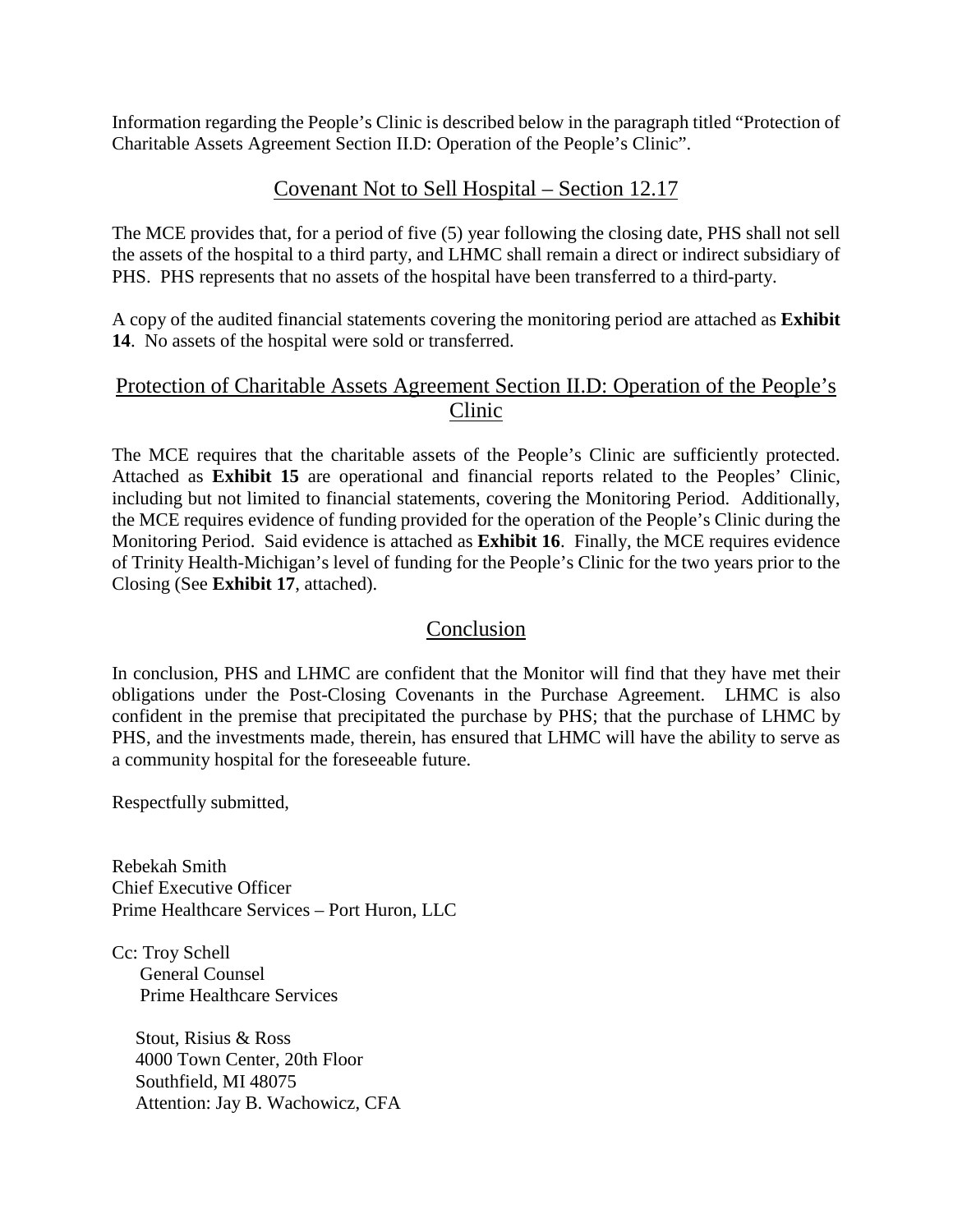Information regarding the People's Clinic is described below in the paragraph titled "Protection of Charitable Assets Agreement Section II.D: Operation of the People's Clinic".

## Covenant Not to Sell Hospital – Section 12.17

The MCE provides that, for a period of five (5) year following the closing date, PHS shall not sell the assets of the hospital to a third party, and LHMC shall remain a direct or indirect subsidiary of PHS. PHS represents that no assets of the hospital have been transferred to a third-party.

A copy of the audited financial statements covering the monitoring period are attached as **Exhibit 14**. No assets of the hospital were sold or transferred.

## Protection of Charitable Assets Agreement Section II.D: Operation of the People's Clinic

The MCE requires that the charitable assets of the People's Clinic are sufficiently protected. Attached as **Exhibit 15** are operational and financial reports related to the Peoples' Clinic, including but not limited to financial statements, covering the Monitoring Period. Additionally, the MCE requires evidence of funding provided for the operation of the People's Clinic during the Monitoring Period. Said evidence is attached as **Exhibit 16**. Finally, the MCE requires evidence of Trinity Health-Michigan's level of funding for the People's Clinic for the two years prior to the Closing (See **Exhibit 17**, attached).

## Conclusion

In conclusion, PHS and LHMC are confident that the Monitor will find that they have met their obligations under the Post-Closing Covenants in the Purchase Agreement. LHMC is also confident in the premise that precipitated the purchase by PHS; that the purchase of LHMC by PHS, and the investments made, therein, has ensured that LHMC will have the ability to serve as a community hospital for the foreseeable future.

Respectfully submitted,

Rebekah Smith
Chief Executive Officer
Prime Healthcare Services – Port Huron, LLC

Cc: Troy Schell
General Counsel
Prime Healthcare Services

Stout, Risius & Ross
4000 Town Center, 20th Floor
Southfield, MI 48075
Attention: Jay B. Wachowicz, CFA